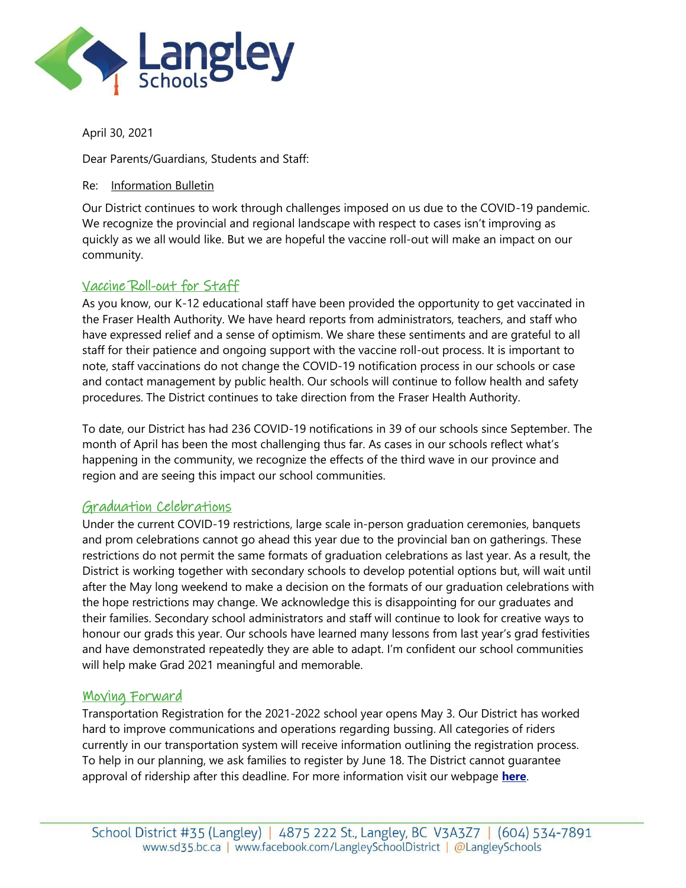April 30, 2021

Dear Parents/Guardians, Students and Staff:

Re: Information Bulletin

Our District continues to work through challenges imposed on us due to the COVID-19 pandemic. We recognize the provincial and regional landscape with respect to cases isn't improving as quickly as we all would like. But we are hopeful the vaccine roll-out will make an impact on our community.

## Vaccine Roll-out for Staff

As you know, our K-12 educational staff have been provided the opportunity to get vaccinated in the Fraser Health Authority. We have heard reports from administrators, teachers, and staff who have expressed relief and a sense of optimism. We share these sentiments and are grateful to all staff for their patience and ongoing support with the vaccine roll-out process. It is important to note, staff vaccinations do not change the COVID-19 notification process in our schools or case and contact management by public health. Our schools will continue to follow health and safety procedures. The District continues to take direction from the Fraser Health Authority.

To date, our District has had 236 COVID-19 notifications in 39 of our schools since September. The month of April has been the most challenging thus far. As cases in our schools reflect what's happening in the community, we recognize the effects of the third wave in our province and region and are seeing this impact our school communities.

## Graduation Celebrations

Under the current COVID-19 restrictions, large scale in-person graduation ceremonies, banquets and prom celebrations cannot go ahead this year due to the provincial ban on gatherings. These restrictions do not permit the same formats of graduation celebrations as last year. As a result, the District is working together with secondary schools to develop potential options but, will wait until after the May long weekend to make a decision on the formats of our graduation celebrations with the hope restrictions may change. We acknowledge this is disappointing for our graduates and their families. Secondary school administrators and staff will continue to look for creative ways to honour our grads this year. Our schools have learned many lessons from last year's grad festivities and have demonstrated repeatedly they are able to adapt. I'm confident our school communities will help make Grad 2021 meaningful and memorable.

## Moving Forward

Transportation Registration for the 2021-2022 school year opens May 3. Our District has worked hard to improve communications and operations regarding bussing. All categories of riders currently in our transportation system will receive information outlining the registration process. To help in our planning, we ask families to register by June 18. The District cannot guarantee approval of ridership after this deadline. For more information visit our webpage **here**.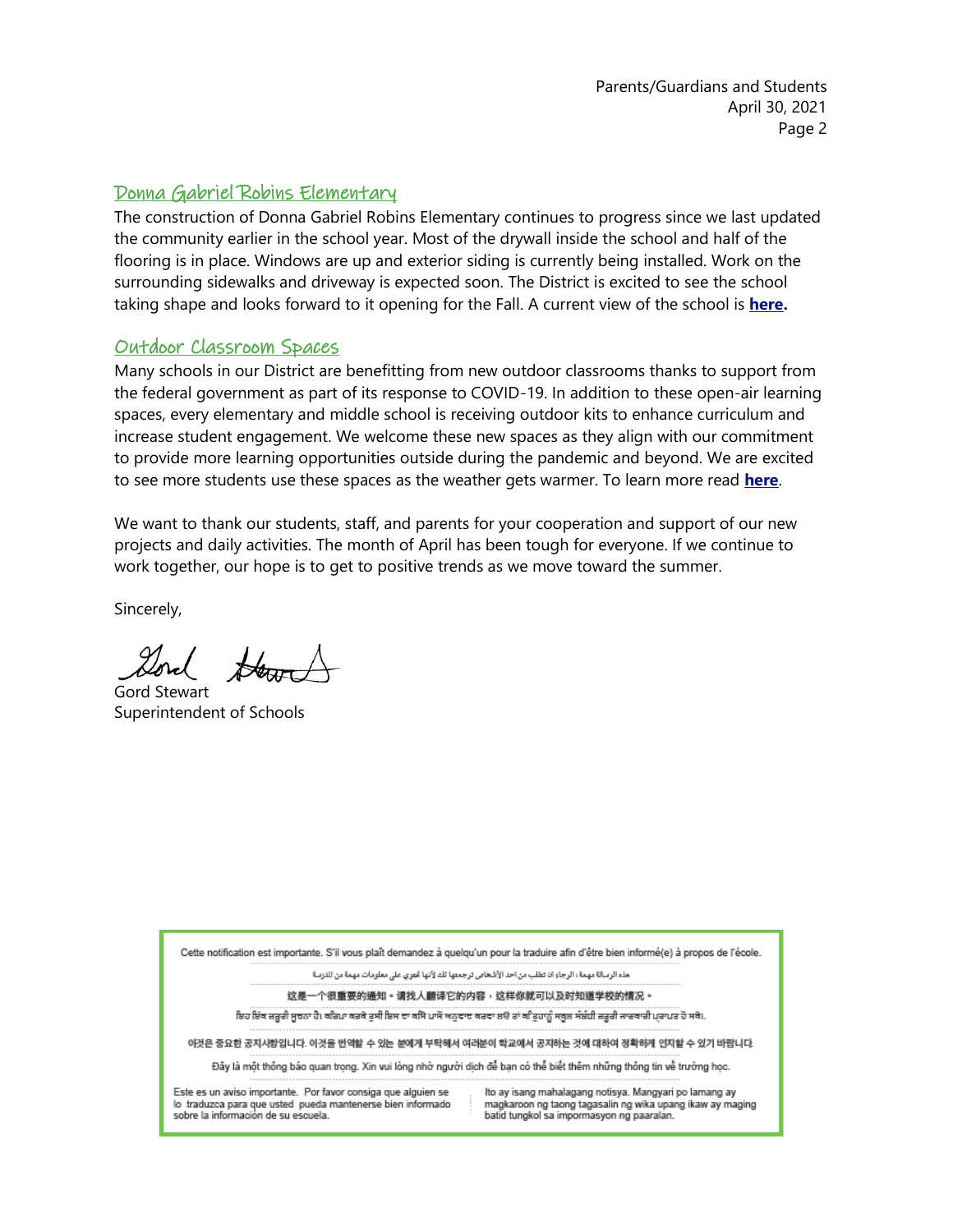## Donna Gabriel Robins Elementary

The construction of Donna Gabriel Robins Elementary continues to progress since we last updated the community earlier in the school year. Most of the drywall inside the school and half of the flooring is in place. Windows are up and exterior siding is currently being installed. Work on the surrounding sidewalks and driveway is expected soon. The District is excited to see the school taking shape and looks forward to it opening for the Fall. A current view of the school is **here.**

## Outdoor Classroom Spaces

Many schools in our District are benefitting from new outdoor classrooms thanks to support from the federal government as part of its response to COVID-19. In addition to these open-air learning spaces, every elementary and middle school is receiving outdoor kits to enhance curriculum and increase student engagement. We welcome these new spaces as they align with our commitment to provide more learning opportunities outside during the pandemic and beyond. We are excited to see more students use these spaces as the weather gets warmer. To learn more read **here**.

We want to thank our students, staff, and parents for your cooperation and support of our new projects and daily activities. The month of April has been tough for everyone. If we continue to work together, our hope is to get to positive trends as we move toward the summer.

Sincerely,

Gord Stewart
Superintendent of Schools

Cette notification est importante. S'il vous plaît demandez à quelqu'un pour la traduire afin d'être bien informé(e) à propos de l'école.

هذه الرسالة مهمة، الرجاء أن تطلب من أحد الأشخاص ترجمتها لك لأنها تحتوي على معلومات مهمة من المدرسة

这是一个很重要的通知。请找人翻译它的内容，这样你就可以及时知道学校的情况。

ਇਹ ਚਿੱਠ ਜ਼ਰੂਰੀ ਸੂਚਨਾ ਹੈ। ਕਿਰਪਾ ਕਰਕੇ ਤੁਸੀ ਇਸ ਦਾ ਕਸਿ ਪਾਸੋਂ ਅਨੁਵਾਦ ਕਰਵਾ ਲਓ ਤਾਂ ਕਿ ਤੁਹਾਨੂੰ ਸਕੂਲ ਸੰਬੰਧੀ ਜ਼ਰੂਰੀ ਜਾਣਕਾਰੀ ਪ੍ਰਾਪਤ ਹੋ ਸਕੇ।

이것은 중요한 공지사항입니다. 이것을 번역할 수 있는 분에게 부탁해서 여러분이 학교에서 공지하는 것에 대하여 정확하게 인지할 수 있기 바랍니다

Đây là một thông báo quan trọng. Xin vui lòng nhờ người dịch để bạn có thể biết thêm những thông tin về trường học.

Este es un aviso importante. Por favor consiga que alguien se lo traduzca para que usted pueda mantenerse bien informado sobre la información de su escuela.

Ito ay isang mahalagang notisya. Mangyari po lamang ay magkaroon ng taong tagasalin ng wika upang ikaw ay maging batid tungkol sa impormasyon ng paaralan.